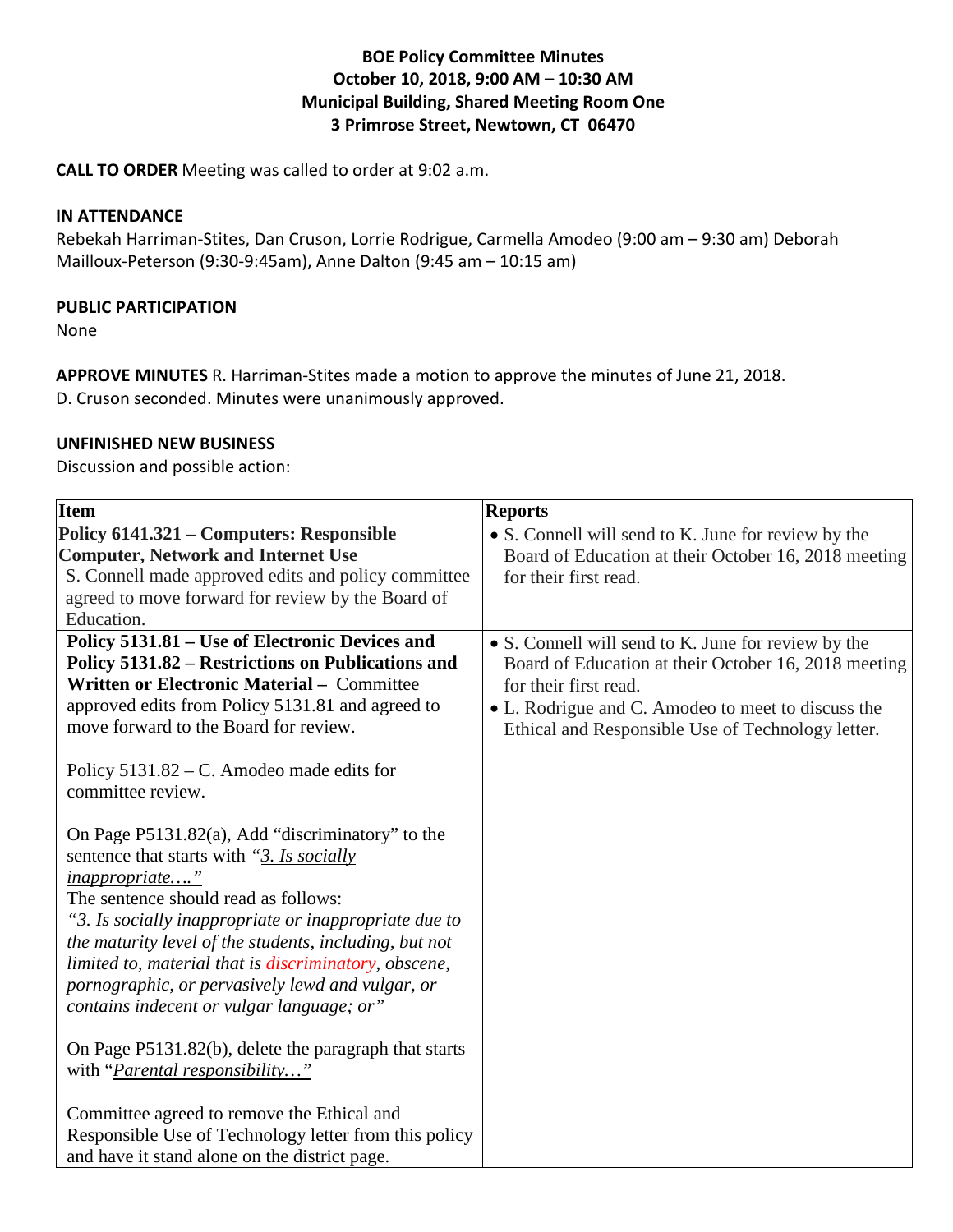**BOE Policy Committee Minutes**
**October 10, 2018, 9:00 AM – 10:30 AM**
**Municipal Building, Shared Meeting Room One**
**3 Primrose Street, Newtown, CT 06470**

**CALL TO ORDER** Meeting was called to order at 9:02 a.m.

**IN ATTENDANCE**
Rebekah Harriman-Stites, Dan Cruson, Lorrie Rodrigue, Carmella Amodeo (9:00 am – 9:30 am) Deborah Mailloux-Peterson (9:30-9:45am), Anne Dalton (9:45 am – 10:15 am)

**PUBLIC PARTICIPATION**
None

**APPROVE MINUTES** R. Harriman-Stites made a motion to approve the minutes of June 21, 2018. D. Cruson seconded. Minutes were unanimously approved.

**UNFINISHED NEW BUSINESS**
Discussion and possible action:

| **Item** | **Reports** |
|---|---|
| **Policy 6141.321 – Computers: Responsible Computer, Network and Internet Use**<br>S. Connell made approved edits and policy committee agreed to move forward for review by the Board of Education. | • S. Connell will send to K. June for review by the Board of Education at their October 16, 2018 meeting for their first read. |
| **Policy 5131.81 – Use of Electronic Devices and Policy 5131.82 – Restrictions on Publications and Written or Electronic Material –** Committee approved edits from Policy 5131.81 and agreed to move forward to the Board for review.<br><br>Policy 5131.82 – C. Amodeo made edits for committee review.<br><br>On Page P5131.82(a), Add "discriminatory" to the sentence that starts with *"3. Is socially inappropriate…."*<br>The sentence should read as follows:<br>*"3. Is socially inappropriate or inappropriate due to the maturity level of the students, including, but not limited to, material that is discriminatory, obscene, pornographic, or pervasively lewd and vulgar, or contains indecent or vulgar language; or"*<br><br>On Page P5131.82(b), delete the paragraph that starts with "*Parental responsibility…"*<br><br>Committee agreed to remove the Ethical and Responsible Use of Technology letter from this policy and have it stand alone on the district page. | • S. Connell will send to K. June for review by the Board of Education at their October 16, 2018 meeting for their first read.<br>• L. Rodrigue and C. Amodeo to meet to discuss the Ethical and Responsible Use of Technology letter. |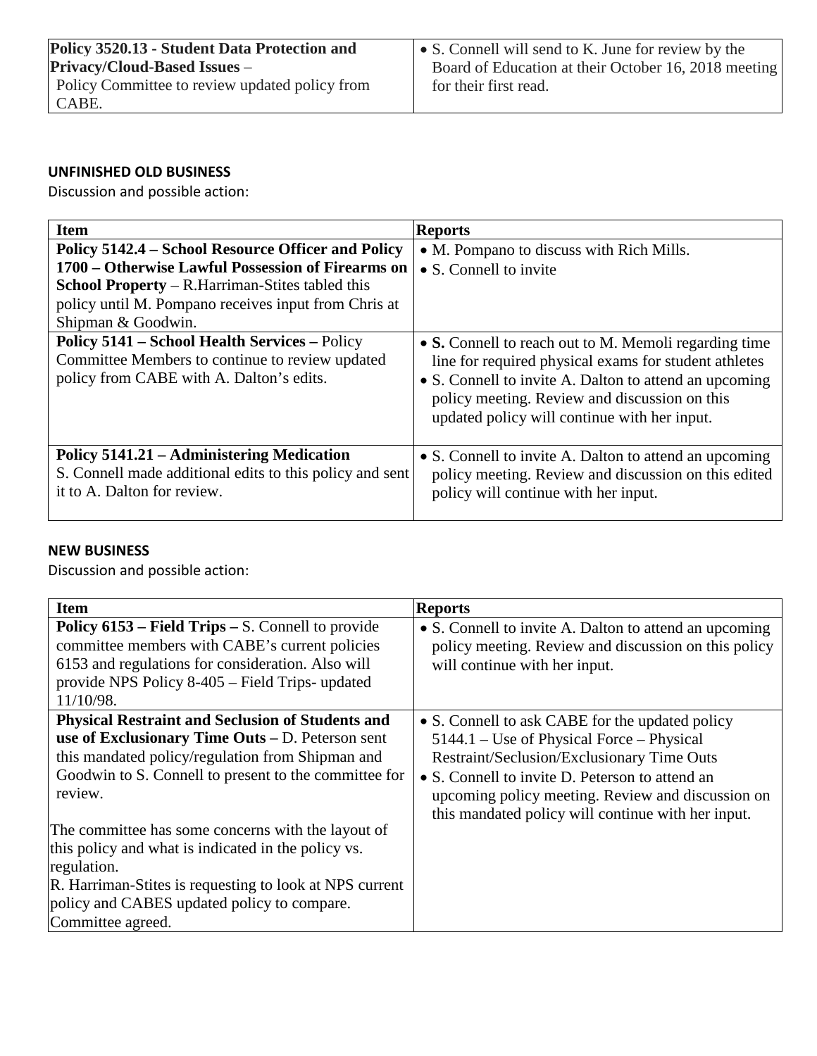| | |
|---|---|
| **Policy 3520.13 - Student Data Protection and Privacy/Cloud-Based Issues** – Policy Committee to review updated policy from CABE. | • S. Connell will send to K. June for review by the Board of Education at their October 16, 2018 meeting for their first read. |

**UNFINISHED OLD BUSINESS**

Discussion and possible action:

| Item | Reports |
|---|---|
| **Policy 5142.4 – School Resource Officer and Policy 1700 – Otherwise Lawful Possession of Firearms on School Property** – R.Harriman-Stites tabled this policy until M. Pompano receives input from Chris at Shipman & Goodwin. | • M. Pompano to discuss with Rich Mills.<br>• S. Connell to invite |
| **Policy 5141 – School Health Services –** Policy Committee Members to continue to review updated policy from CABE with A. Dalton's edits. | • **S.** Connell to reach out to M. Memoli regarding time line for required physical exams for student athletes<br>• S. Connell to invite A. Dalton to attend an upcoming policy meeting. Review and discussion on this updated policy will continue with her input. |
| **Policy 5141.21 – Administering Medication** S. Connell made additional edits to this policy and sent it to A. Dalton for review. | • S. Connell to invite A. Dalton to attend an upcoming policy meeting. Review and discussion on this edited policy will continue with her input. |

**NEW BUSINESS**

Discussion and possible action:

| Item | Reports |
|---|---|
| **Policy 6153 – Field Trips –** S. Connell to provide committee members with CABE's current policies 6153 and regulations for consideration. Also will provide NPS Policy 8-405 – Field Trips- updated 11/10/98. | • S. Connell to invite A. Dalton to attend an upcoming policy meeting. Review and discussion on this policy will continue with her input. |
| **Physical Restraint and Seclusion of Students and use of Exclusionary Time Outs –** D. Peterson sent this mandated policy/regulation from Shipman and Goodwin to S. Connell to present to the committee for review.<br><br>The committee has some concerns with the layout of this policy and what is indicated in the policy vs. regulation.<br>R. Harriman-Stites is requesting to look at NPS current policy and CABES updated policy to compare. Committee agreed. | • S. Connell to ask CABE for the updated policy 5144.1 – Use of Physical Force – Physical Restraint/Seclusion/Exclusionary Time Outs<br>• S. Connell to invite D. Peterson to attend an upcoming policy meeting. Review and discussion on this mandated policy will continue with her input. |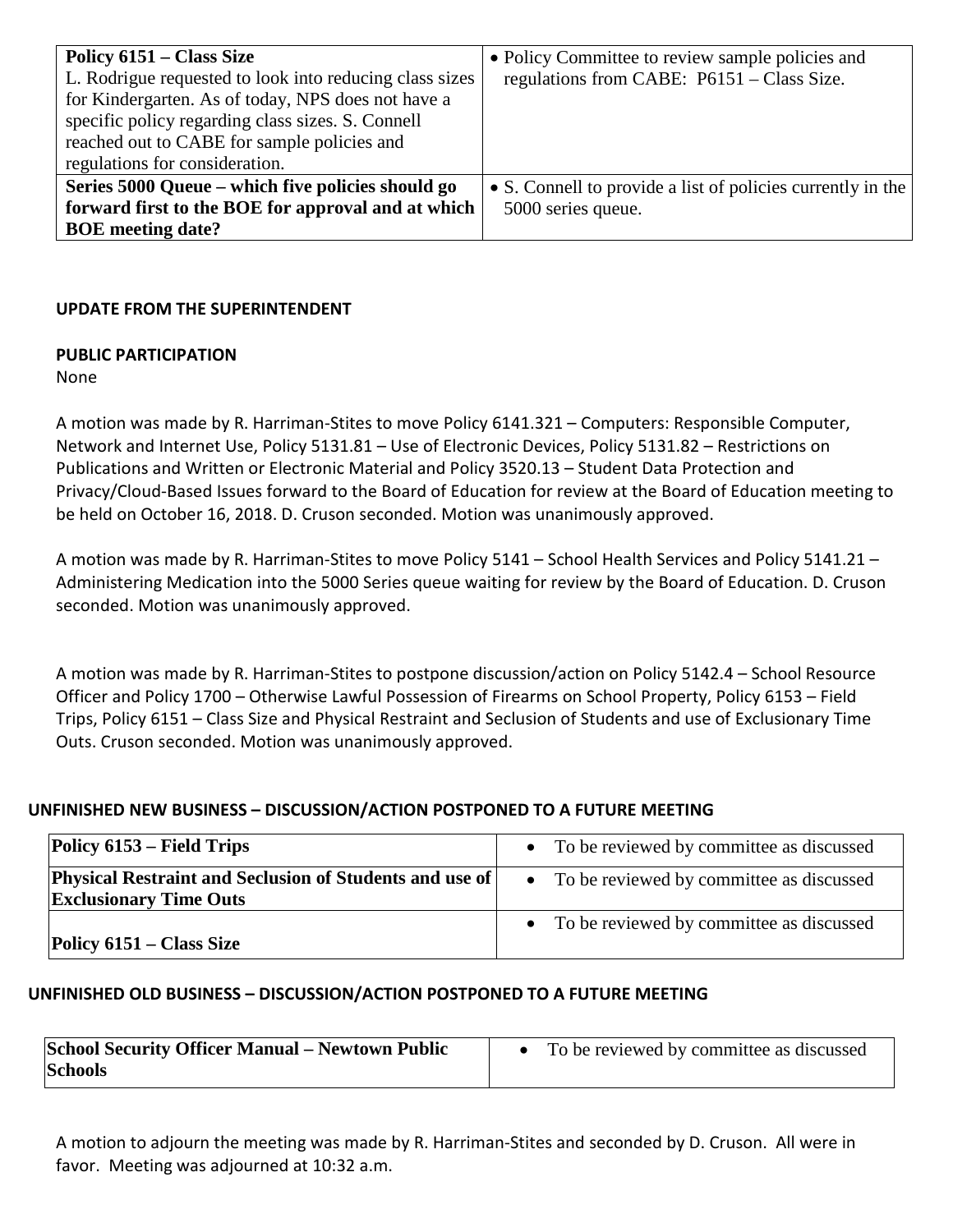| | |
|---|---|
| **Policy 6151 – Class Size**<br>L. Rodrigue requested to look into reducing class sizes for Kindergarten. As of today, NPS does not have a specific policy regarding class sizes. S. Connell reached out to CABE for sample policies and regulations for consideration. | • Policy Committee to review sample policies and regulations from CABE: P6151 – Class Size. |
| **Series 5000 Queue – which five policies should go forward first to the BOE for approval and at which BOE meeting date?** | • S. Connell to provide a list of policies currently in the 5000 series queue. |

**UPDATE FROM THE SUPERINTENDENT**

**PUBLIC PARTICIPATION**

None

A motion was made by R. Harriman-Stites to move Policy 6141.321 – Computers: Responsible Computer, Network and Internet Use, Policy 5131.81 – Use of Electronic Devices, Policy 5131.82 – Restrictions on Publications and Written or Electronic Material and Policy 3520.13 – Student Data Protection and Privacy/Cloud-Based Issues forward to the Board of Education for review at the Board of Education meeting to be held on October 16, 2018. D. Cruson seconded. Motion was unanimously approved.

A motion was made by R. Harriman-Stites to move Policy 5141 – School Health Services and Policy 5141.21 – Administering Medication into the 5000 Series queue waiting for review by the Board of Education. D. Cruson seconded. Motion was unanimously approved.

A motion was made by R. Harriman-Stites to postpone discussion/action on Policy 5142.4 – School Resource Officer and Policy 1700 – Otherwise Lawful Possession of Firearms on School Property, Policy 6153 – Field Trips, Policy 6151 – Class Size and Physical Restraint and Seclusion of Students and use of Exclusionary Time Outs. Cruson seconded. Motion was unanimously approved.

**UNFINISHED NEW BUSINESS – DISCUSSION/ACTION POSTPONED TO A FUTURE MEETING**

| | |
|---|---|
| **Policy 6153 – Field Trips** | • To be reviewed by committee as discussed |
| **Physical Restraint and Seclusion of Students and use of Exclusionary Time Outs** | • To be reviewed by committee as discussed |
| **Policy 6151 – Class Size** | • To be reviewed by committee as discussed |

**UNFINISHED OLD BUSINESS – DISCUSSION/ACTION POSTPONED TO A FUTURE MEETING**

| | |
|---|---|
| **School Security Officer Manual – Newtown Public Schools** | • To be reviewed by committee as discussed |

A motion to adjourn the meeting was made by R. Harriman-Stites and seconded by D. Cruson. All were in favor. Meeting was adjourned at 10:32 a.m.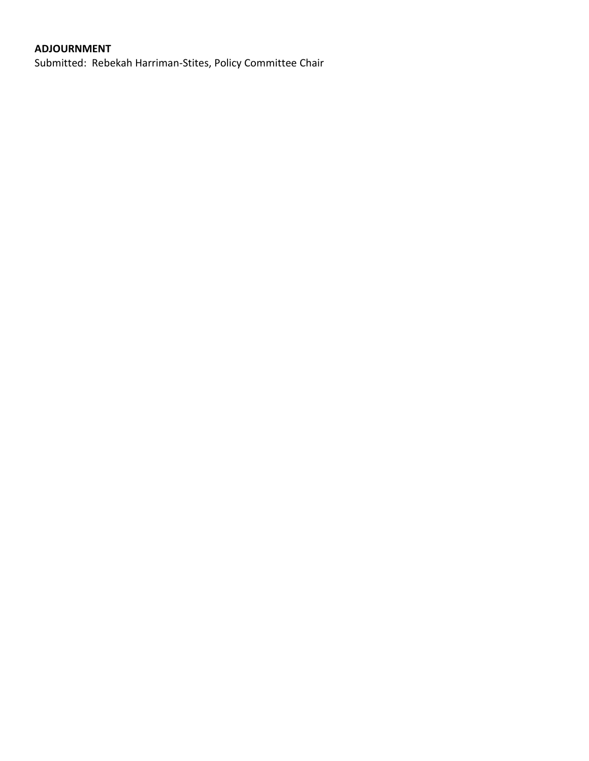**ADJOURNMENT**

Submitted: Rebekah Harriman-Stites, Policy Committee Chair